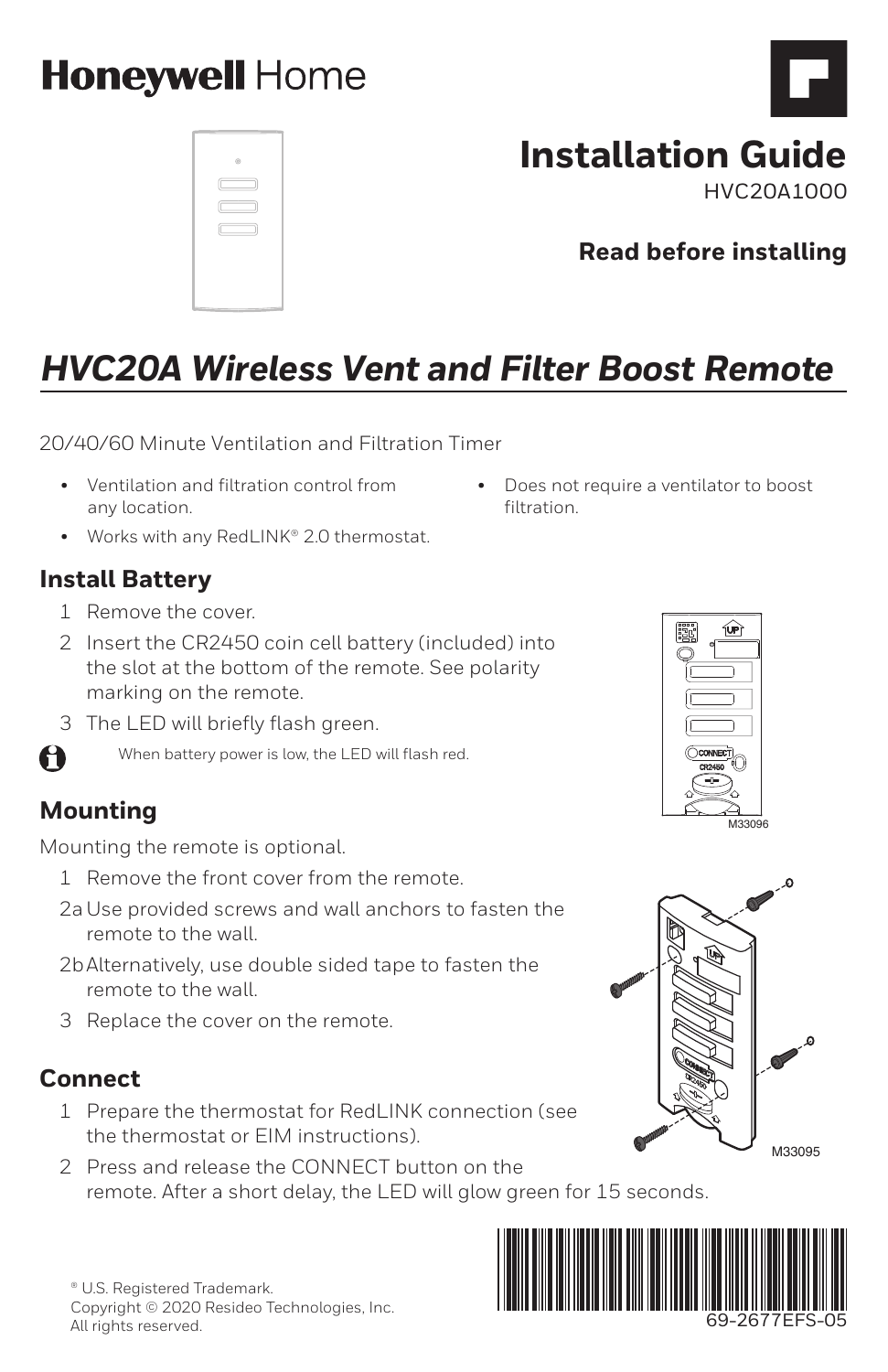# Honeywell Home

## Installation Guide

HVC20A1000

**Read before installing**

# *HVC20A Wireless Vent and Filter Boost Remote*

20/40/60 Minute Ventilation and Filtration Timer

- Ventilation and filtration control from any location.
- Works with any RedLINK® 2.0 thermostat.
- Does not require a ventilator to boost filtration.

## Install Battery

1. Remove the cover.
2. Insert the CR2450 coin cell battery (included) into the slot at the bottom of the remote. See polarity marking on the remote.
3. The LED will briefly flash green.

When battery power is low, the LED will flash red.

M33096

## Mounting

Mounting the remote is optional.

1 Remove the front cover from the remote.

2a Use provided screws and wall anchors to fasten the remote to the wall.

2b Alternatively, use double sided tape to fasten the remote to the wall.

3 Replace the cover on the remote.

M33095

## Connect

1. Prepare the thermostat for RedLINK connection (see the thermostat or EIM instructions).
2. Press and release the CONNECT button on the remote. After a short delay, the LED will glow green for 15 seconds.

® U.S. Registered Trademark.
Copyright © 2020 Resideo Technologies, Inc.
All rights reserved.

69-2677EFS-05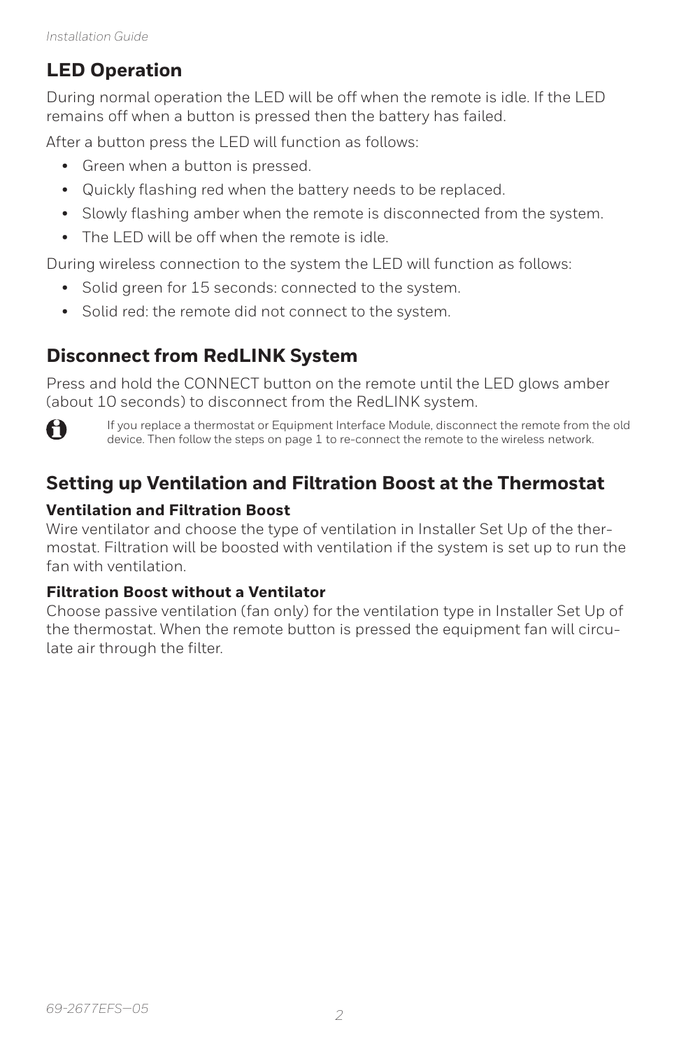## LED Operation

During normal operation the LED will be off when the remote is idle. If the LED remains off when a button is pressed then the battery has failed.

After a button press the LED will function as follows:

- Green when a button is pressed.
- Quickly flashing red when the battery needs to be replaced.
- Slowly flashing amber when the remote is disconnected from the system.
- The LED will be off when the remote is idle.

During wireless connection to the system the LED will function as follows:

- Solid green for 15 seconds: connected to the system.
- Solid red: the remote did not connect to the system.

## Disconnect from RedLINK System

Press and hold the CONNECT button on the remote until the LED glows amber (about 10 seconds) to disconnect from the RedLINK system.

If you replace a thermostat or Equipment Interface Module, disconnect the remote from the old device. Then follow the steps on page 1 to re-connect the remote to the wireless network.

## Setting up Ventilation and Filtration Boost at the Thermostat

### Ventilation and Filtration Boost

Wire ventilator and choose the type of ventilation in Installer Set Up of the thermostat. Filtration will be boosted with ventilation if the system is set up to run the fan with ventilation.

### Filtration Boost without a Ventilator

Choose passive ventilation (fan only) for the ventilation type in Installer Set Up of the thermostat. When the remote button is pressed the equipment fan will circulate air through the filter.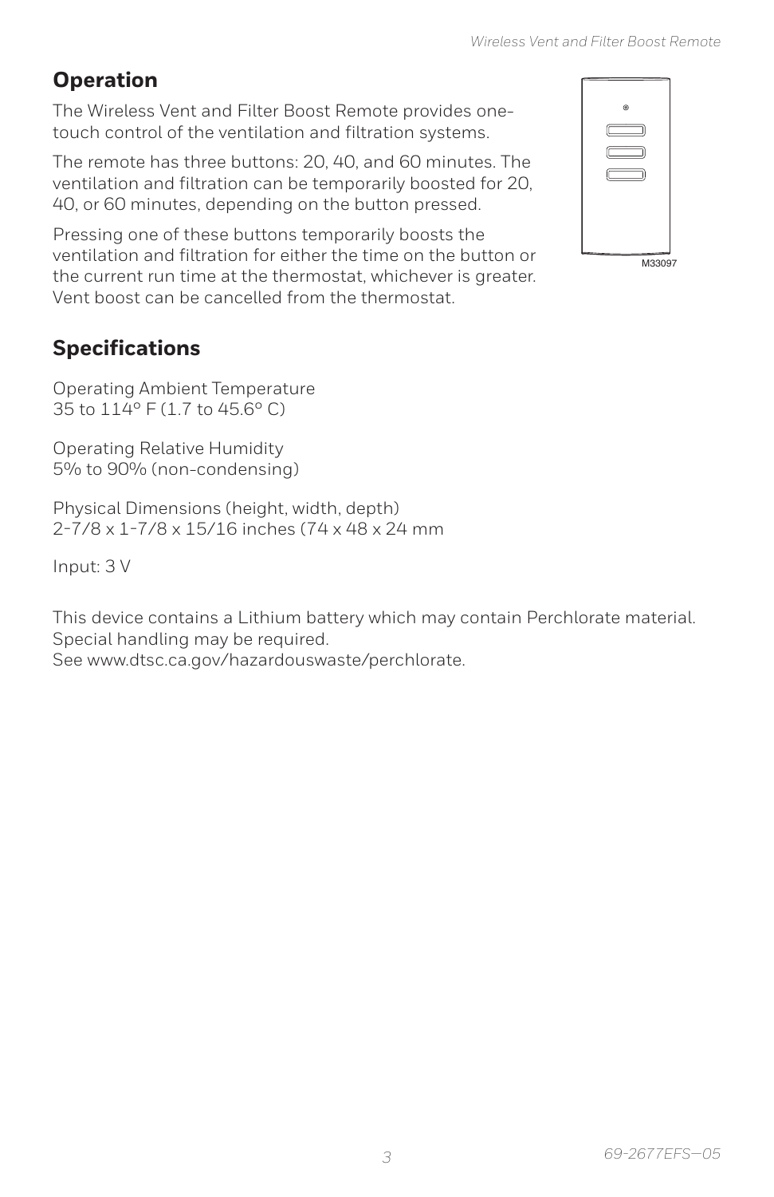## Operation

The Wireless Vent and Filter Boost Remote provides one-touch control of the ventilation and filtration systems.

The remote has three buttons: 20, 40, and 60 minutes. The ventilation and filtration can be temporarily boosted for 20, 40, or 60 minutes, depending on the button pressed.

Pressing one of these buttons temporarily boosts the ventilation and filtration for either the time on the button or the current run time at the thermostat, whichever is greater. Vent boost can be cancelled from the thermostat.

M33097

## Specifications

Operating Ambient Temperature
35 to 114° F (1.7 to 45.6° C)

Operating Relative Humidity
5% to 90% (non-condensing)

Physical Dimensions (height, width, depth)
2-7/8 x 1-7/8 x 15/16 inches (74 x 48 x 24 mm

Input: 3 V

This device contains a Lithium battery which may contain Perchlorate material.
Special handling may be required.
See www.dtsc.ca.gov/hazardouswaste/perchlorate.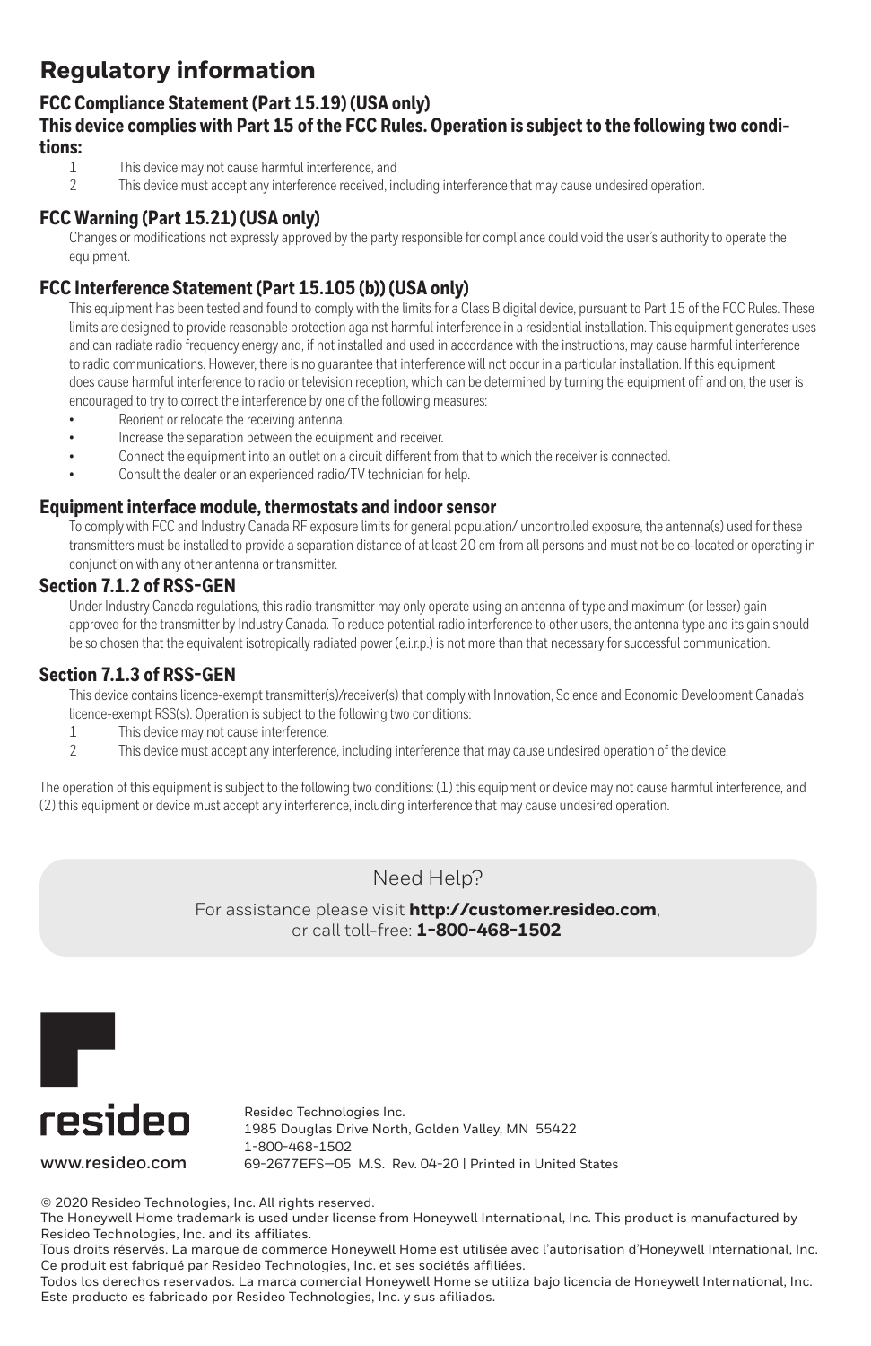# Regulatory information

### FCC Compliance Statement (Part 15.19) (USA only)

### This device complies with Part 15 of the FCC Rules. Operation is subject to the following two conditions:

1. This device may not cause harmful interference, and
2. This device must accept any interference received, including interference that may cause undesired operation.

### FCC Warning (Part 15.21) (USA only)

Changes or modifications not expressly approved by the party responsible for compliance could void the user's authority to operate the equipment.

### FCC Interference Statement (Part 15.105 (b)) (USA only)

This equipment has been tested and found to comply with the limits for a Class B digital device, pursuant to Part 15 of the FCC Rules. These limits are designed to provide reasonable protection against harmful interference in a residential installation. This equipment generates uses and can radiate radio frequency energy and, if not installed and used in accordance with the instructions, may cause harmful interference to radio communications. However, there is no guarantee that interference will not occur in a particular installation. If this equipment does cause harmful interference to radio or television reception, which can be determined by turning the equipment off and on, the user is encouraged to try to correct the interference by one of the following measures:

- Reorient or relocate the receiving antenna.
- Increase the separation between the equipment and receiver.
- Connect the equipment into an outlet on a circuit different from that to which the receiver is connected.
- Consult the dealer or an experienced radio/TV technician for help.

### Equipment interface module, thermostats and indoor sensor

To comply with FCC and Industry Canada RF exposure limits for general population/ uncontrolled exposure, the antenna(s) used for these transmitters must be installed to provide a separation distance of at least 20 cm from all persons and must not be co-located or operating in conjunction with any other antenna or transmitter.

### Section 7.1.2 of RSS-GEN

Under Industry Canada regulations, this radio transmitter may only operate using an antenna of type and maximum (or lesser) gain approved for the transmitter by Industry Canada. To reduce potential radio interference to other users, the antenna type and its gain should be so chosen that the equivalent isotropically radiated power (e.i.r.p.) is not more than that necessary for successful communication.

### Section 7.1.3 of RSS-GEN

This device contains licence-exempt transmitter(s)/receiver(s) that comply with Innovation, Science and Economic Development Canada's licence-exempt RSS(s). Operation is subject to the following two conditions:

1. This device may not cause interference.
2. This device must accept any interference, including interference that may cause undesired operation of the device.

The operation of this equipment is subject to the following two conditions: (1) this equipment or device may not cause harmful interference, and (2) this equipment or device must accept any interference, including interference that may cause undesired operation.

Need Help?

For assistance please visit **http://customer.resideo.com**, or call toll-free: **1-800-468-1502**

resideo

www.resideo.com

Resideo Technologies Inc.
1985 Douglas Drive North, Golden Valley, MN 55422
1-800-468-1502
69-2677EFS—05 M.S. Rev. 04-20 | Printed in United States

© 2020 Resideo Technologies, Inc. All rights reserved.
The Honeywell Home trademark is used under license from Honeywell International, Inc. This product is manufactured by Resideo Technologies, Inc. and its affiliates.
Tous droits réservés. La marque de commerce Honeywell Home est utilisée avec l'autorisation d'Honeywell International, Inc. Ce produit est fabriqué par Resideo Technologies, Inc. et ses sociétés affiliées.
Todos los derechos reservados. La marca comercial Honeywell Home se utiliza bajo licencia de Honeywell International, Inc. Este producto es fabricado por Resideo Technologies, Inc. y sus afiliados.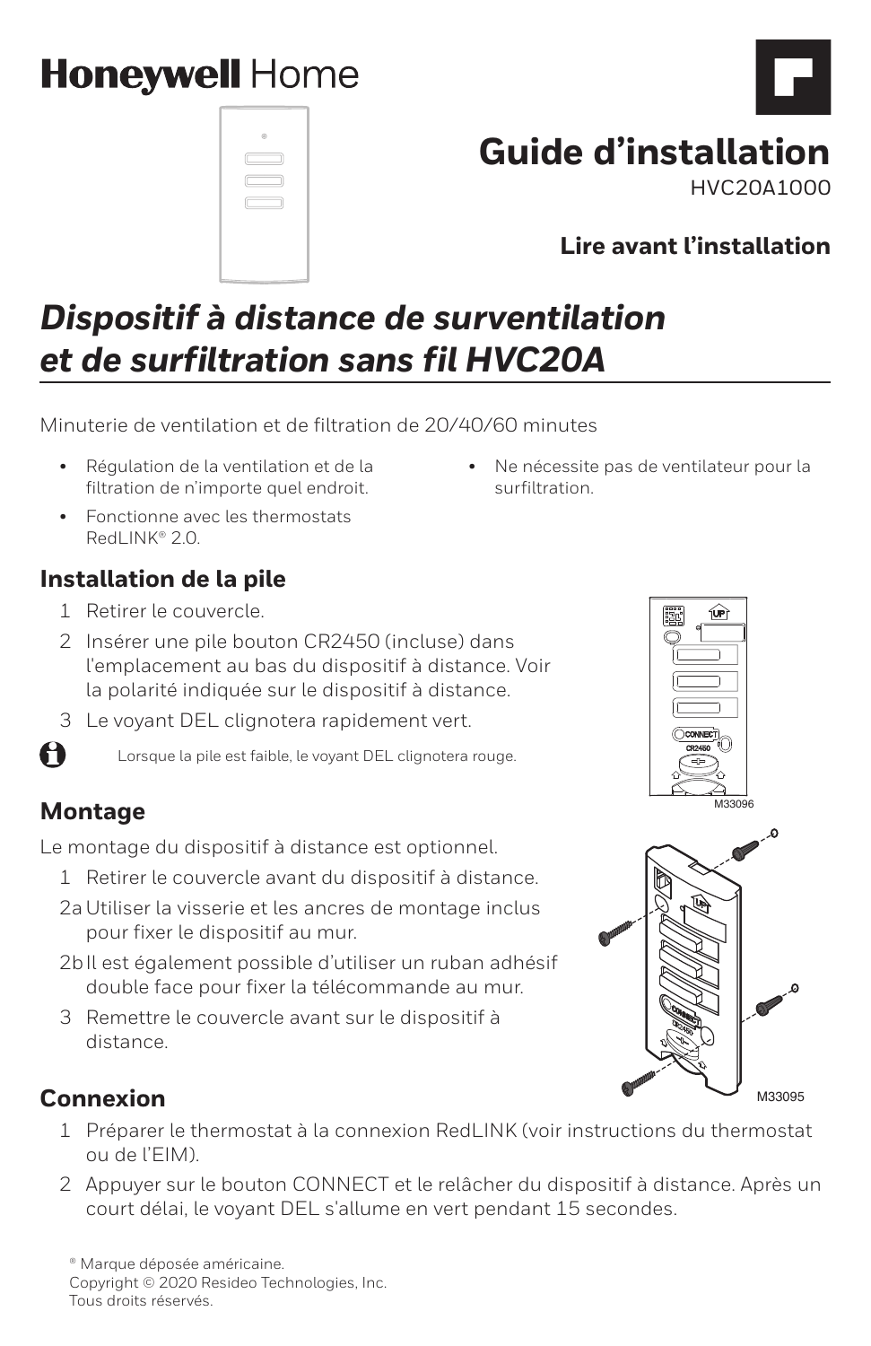Honeywell Home

# Guide d'installation

HVC20A1000

**Lire avant l'installation**

## *Dispositif à distance de surventilation et de surfiltration sans fil HVC20A*

Minuterie de ventilation et de filtration de 20/40/60 minutes

- Régulation de la ventilation et de la filtration de n'importe quel endroit.
- Fonctionne avec les thermostats RedLINK® 2.0.
- Ne nécessite pas de ventilateur pour la surfiltration.

### Installation de la pile

1. Retirer le couvercle.
2. Insérer une pile bouton CR2450 (incluse) dans l'emplacement au bas du dispositif à distance. Voir la polarité indiquée sur le dispositif à distance.
3. Le voyant DEL clignotera rapidement vert.

Lorsque la pile est faible, le voyant DEL clignotera rouge.

M33096

### Montage

Le montage du dispositif à distance est optionnel.

1. Retirer le couvercle avant du dispositif à distance.

2a Utiliser la visserie et les ancres de montage inclus pour fixer le dispositif au mur.

2b Il est également possible d'utiliser un ruban adhésif double face pour fixer la télécommande au mur.

3. Remettre le couvercle avant sur le dispositif à distance.

M33095

### Connexion

1. Préparer le thermostat à la connexion RedLINK (voir instructions du thermostat ou de l'EIM).
2. Appuyer sur le bouton CONNECT et le relâcher du dispositif à distance. Après un court délai, le voyant DEL s'allume en vert pendant 15 secondes.

® Marque déposée américaine.
Copyright © 2020 Resideo Technologies, Inc.
Tous droits réservés.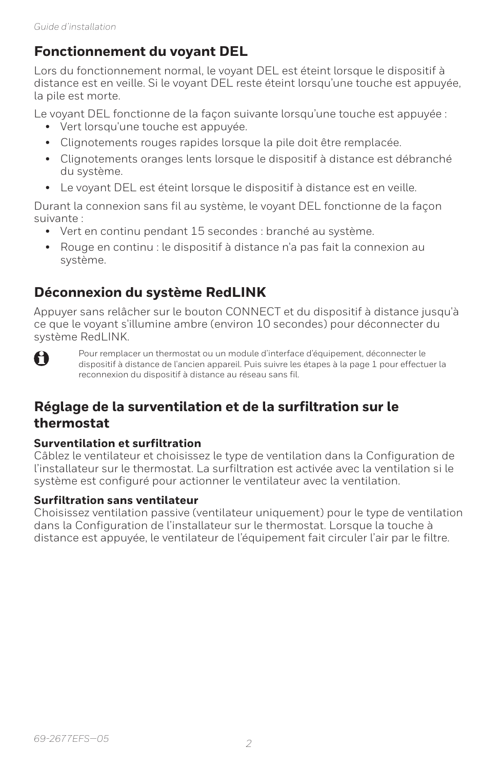## Fonctionnement du voyant DEL

Lors du fonctionnement normal, le voyant DEL est éteint lorsque le dispositif à distance est en veille. Si le voyant DEL reste éteint lorsqu'une touche est appuyée, la pile est morte.

Le voyant DEL fonctionne de la façon suivante lorsqu'une touche est appuyée :

- Vert lorsqu'une touche est appuyée.
- Clignotements rouges rapides lorsque la pile doit être remplacée.
- Clignotements oranges lents lorsque le dispositif à distance est débranché du système.
- Le voyant DEL est éteint lorsque le dispositif à distance est en veille.

Durant la connexion sans fil au système, le voyant DEL fonctionne de la façon suivante :

- Vert en continu pendant 15 secondes : branché au système.
- Rouge en continu : le dispositif à distance n'a pas fait la connexion au système.

## Déconnexion du système RedLINK

Appuyer sans relâcher sur le bouton CONNECT et du dispositif à distance jusqu'à ce que le voyant s'illumine ambre (environ 10 secondes) pour déconnecter du système RedLINK.

Pour remplacer un thermostat ou un module d'interface d'équipement, déconnecter le dispositif à distance de l'ancien appareil. Puis suivre les étapes à la page 1 pour effectuer la reconnexion du dispositif à distance au réseau sans fil.

## Réglage de la surventilation et de la surfiltration sur le thermostat

**Surventilation et surfiltration**
Câblez le ventilateur et choisissez le type de ventilation dans la Configuration de l'installateur sur le thermostat. La surfiltration est activée avec la ventilation si le système est configuré pour actionner le ventilateur avec la ventilation.

**Surfiltration sans ventilateur**
Choisissez ventilation passive (ventilateur uniquement) pour le type de ventilation dans la Configuration de l'installateur sur le thermostat. Lorsque la touche à distance est appuyée, le ventilateur de l'équipement fait circuler l'air par le filtre.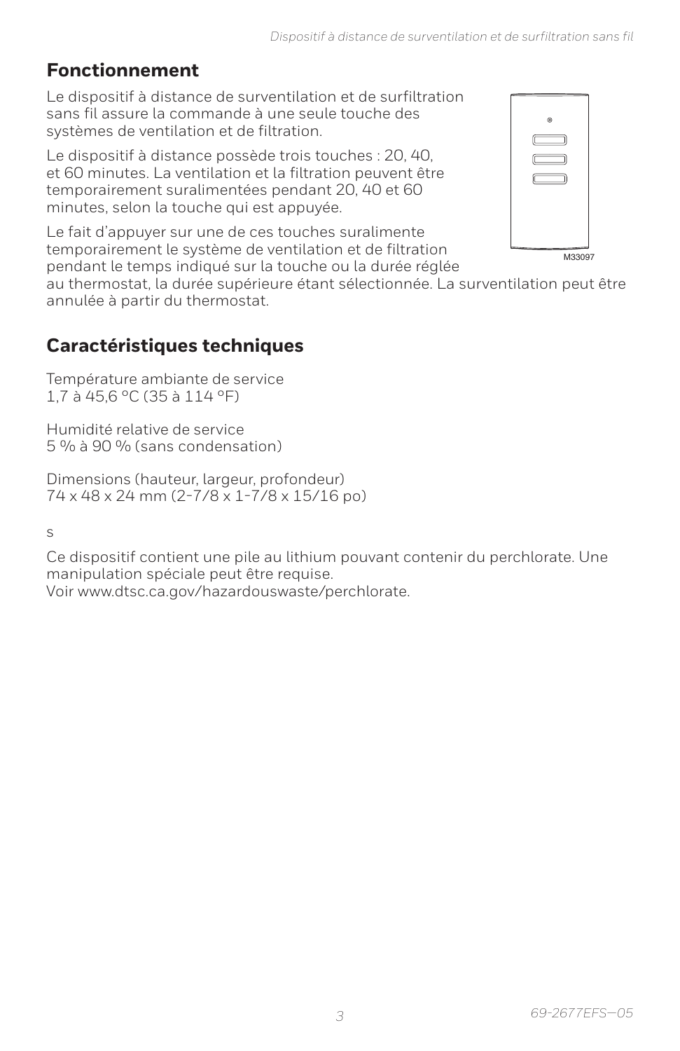## Fonctionnement

Le dispositif à distance de surventilation et de surfiltration sans fil assure la commande à une seule touche des systèmes de ventilation et de filtration.

Le dispositif à distance possède trois touches : 20, 40, et 60 minutes. La ventilation et la filtration peuvent être temporairement suralimentées pendant 20, 40 et 60 minutes, selon la touche qui est appuyée.

Le fait d'appuyer sur une de ces touches suralimente temporairement le système de ventilation et de filtration pendant le temps indiqué sur la touche ou la durée réglée au thermostat, la durée supérieure étant sélectionnée. La surventilation peut être annulée à partir du thermostat.

M33097

## Caractéristiques techniques

Température ambiante de service
1,7 à 45,6 °C (35 à 114 °F)

Humidité relative de service
5 % à 90 % (sans condensation)

Dimensions (hauteur, largeur, profondeur)
74 x 48 x 24 mm (2-7/8 x 1-7/8 x 15/16 po)

s

Ce dispositif contient une pile au lithium pouvant contenir du perchlorate. Une manipulation spéciale peut être requise.
Voir www.dtsc.ca.gov/hazardouswaste/perchlorate.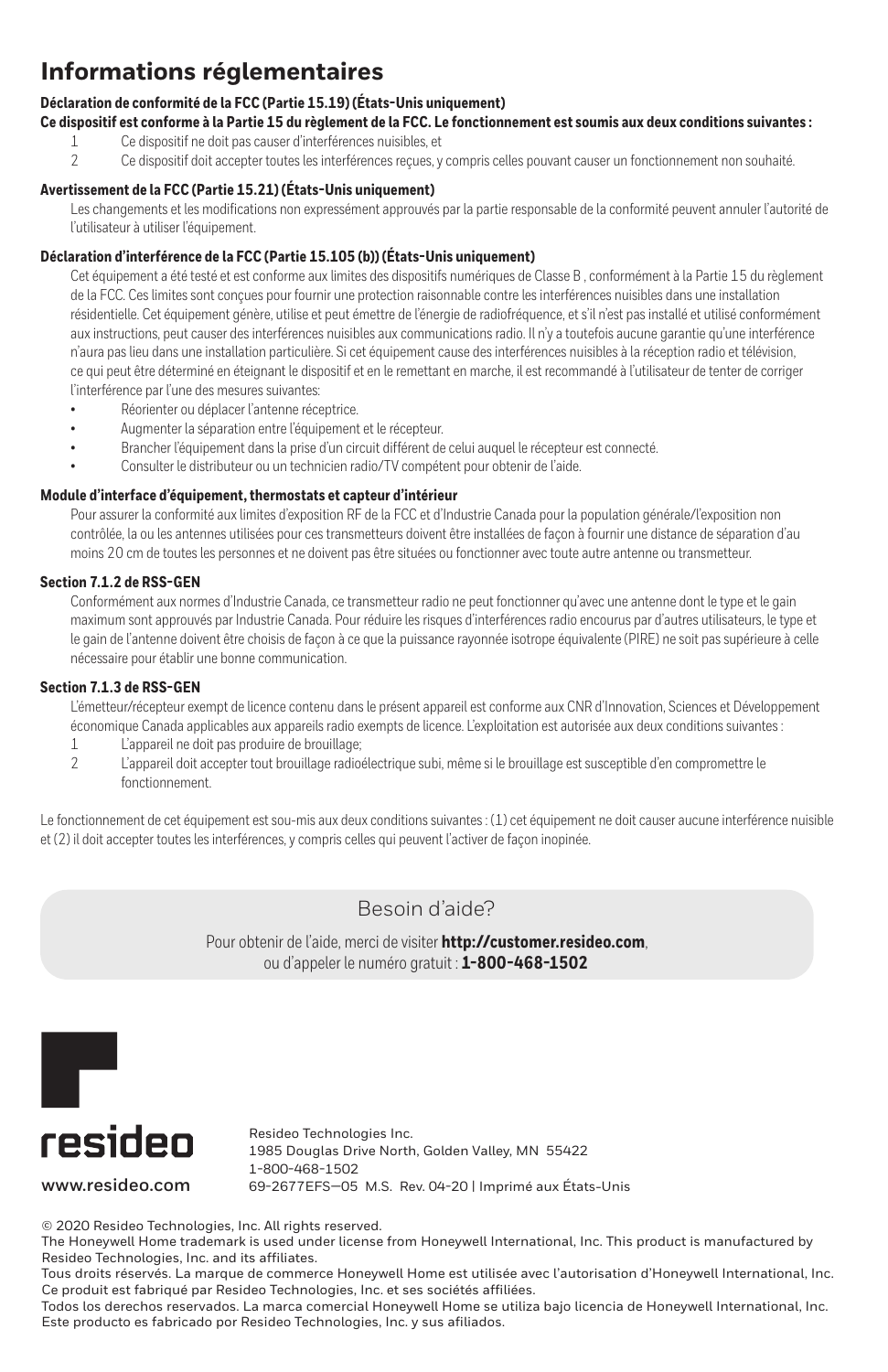# Informations réglementaires

**Déclaration de conformité de la FCC (Partie 15.19) (États-Unis uniquement)**

**Ce dispositif est conforme à la Partie 15 du règlement de la FCC. Le fonctionnement est soumis aux deux conditions suivantes :**

1. Ce dispositif ne doit pas causer d'interférences nuisibles, et
2. Ce dispositif doit accepter toutes les interférences reçues, y compris celles pouvant causer un fonctionnement non souhaité.

**Avertissement de la FCC (Partie 15.21) (États-Unis uniquement)**

Les changements et les modifications non expressément approuvés par la partie responsable de la conformité peuvent annuler l'autorité de l'utilisateur à utiliser l'équipement.

**Déclaration d'interférence de la FCC (Partie 15.105 (b)) (États-Unis uniquement)**

Cet équipement a été testé et est conforme aux limites des dispositifs numériques de Classe B , conformément à la Partie 15 du règlement de la FCC. Ces limites sont conçues pour fournir une protection raisonnable contre les interférences nuisibles dans une installation résidentielle. Cet équipement génère, utilise et peut émettre de l'énergie de radiofréquence, et s'il n'est pas installé et utilisé conformément aux instructions, peut causer des interférences nuisibles aux communications radio. Il n'y a toutefois aucune garantie qu'une interférence n'aura pas lieu dans une installation particulière. Si cet équipement cause des interférences nuisibles à la réception radio et télévision, ce qui peut être déterminé en éteignant le dispositif et en le remettant en marche, il est recommandé à l'utilisateur de tenter de corriger l'interférence par l'une des mesures suivantes:

- Réorienter ou déplacer l'antenne réceptrice.
- Augmenter la séparation entre l'équipement et le récepteur.
- Brancher l'équipement dans la prise d'un circuit différent de celui auquel le récepteur est connecté.
- Consulter le distributeur ou un technicien radio/TV compétent pour obtenir de l'aide.

**Module d'interface d'équipement, thermostats et capteur d'intérieur**

Pour assurer la conformité aux limites d'exposition RF de la FCC et d'Industrie Canada pour la population générale/l'exposition non contrôlée, la ou les antennes utilisées pour ces transmetteurs doivent être installées de façon à fournir une distance de séparation d'au moins 20 cm de toutes les personnes et ne doivent pas être situées ou fonctionner avec toute autre antenne ou transmetteur.

**Section 7.1.2 de RSS-GEN**

Conformément aux normes d'Industrie Canada, ce transmetteur radio ne peut fonctionner qu'avec une antenne dont le type et le gain maximum sont approuvés par Industrie Canada. Pour réduire les risques d'interférences radio encourus par d'autres utilisateurs, le type et le gain de l'antenne doivent être choisis de façon à ce que la puissance rayonnée isotrope équivalente (PIRE) ne soit pas supérieure à celle nécessaire pour établir une bonne communication.

**Section 7.1.3 de RSS-GEN**

L'émetteur/récepteur exempt de licence contenu dans le présent appareil est conforme aux CNR d'Innovation, Sciences et Développement économique Canada applicables aux appareils radio exempts de licence. L'exploitation est autorisée aux deux conditions suivantes :

1. L'appareil ne doit pas produire de brouillage;
2. L'appareil doit accepter tout brouillage radioélectrique subi, même si le brouillage est susceptible d'en compromettre le fonctionnement.

Le fonctionnement de cet équipement est sou-mis aux deux conditions suivantes : (1) cet équipement ne doit causer aucune interférence nuisible et (2) il doit accepter toutes les interférences, y compris celles qui peuvent l'activer de façon inopinée.

## Besoin d'aide?

Pour obtenir de l'aide, merci de visiter **http://customer.resideo.com**, ou d'appeler le numéro gratuit : **1-800-468-1502**

resideo

www.resideo.com

Resideo Technologies Inc.
1985 Douglas Drive North, Golden Valley, MN 55422
1-800-468-1502
69-2677EFS—05 M.S. Rev. 04-20 | Imprimé aux États-Unis

© 2020 Resideo Technologies, Inc. All rights reserved.
The Honeywell Home trademark is used under license from Honeywell International, Inc. This product is manufactured by Resideo Technologies, Inc. and its affiliates.
Tous droits réservés. La marque de commerce Honeywell Home est utilisée avec l'autorisation d'Honeywell International, Inc. Ce produit est fabriqué par Resideo Technologies, Inc. et ses sociétés affiliées.
Todos los derechos reservados. La marca comercial Honeywell Home se utiliza bajo licencia de Honeywell International, Inc. Este producto es fabricado por Resideo Technologies, Inc. y sus afiliados.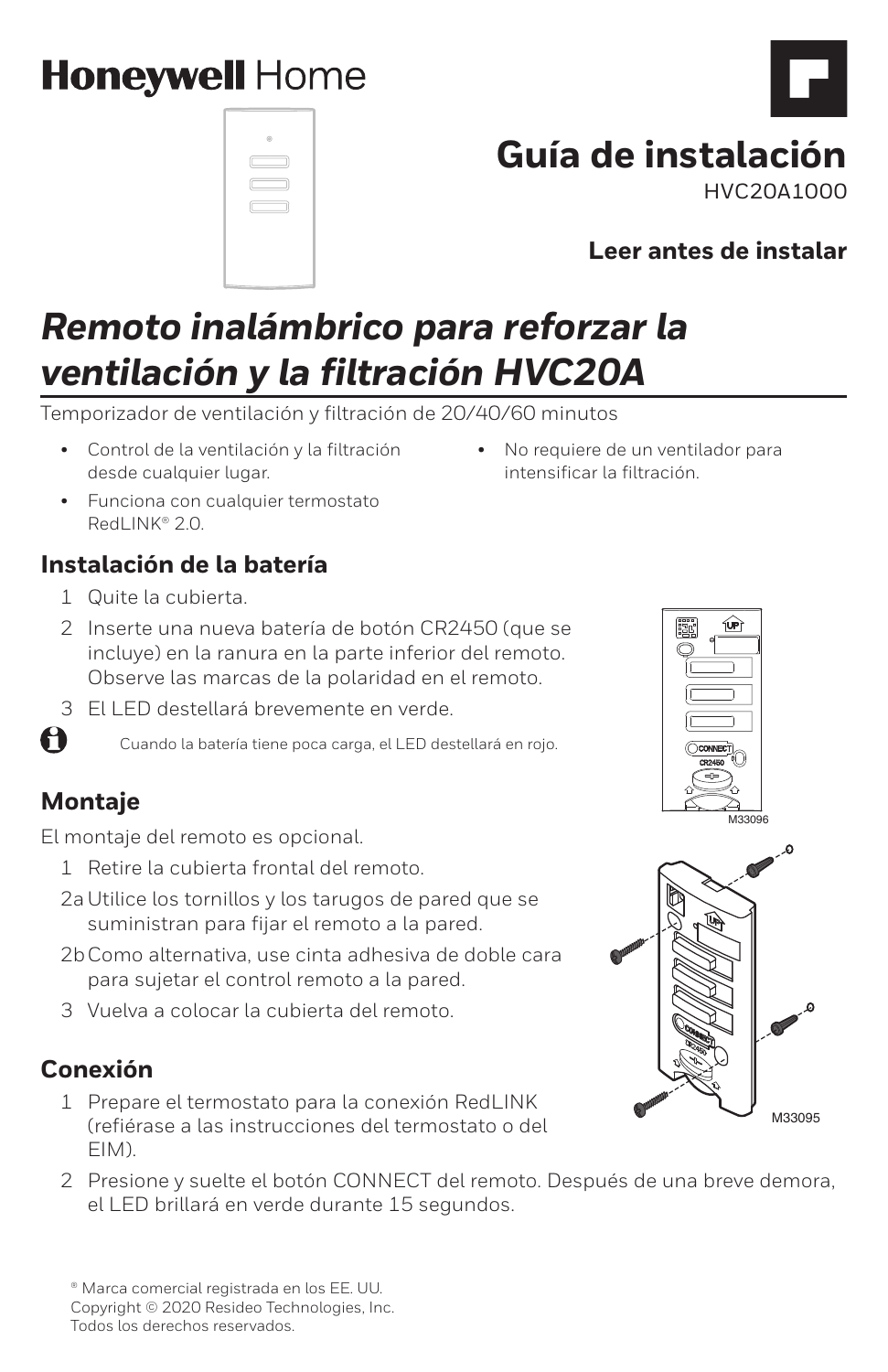Honeywell Home

# Guía de instalación

HVC20A1000

**Leer antes de instalar**

# *Remoto inalámbrico para reforzar la ventilación y la filtración HVC20A*

Temporizador de ventilación y filtración de 20/40/60 minutos

- Control de la ventilación y la filtración desde cualquier lugar.
- Funciona con cualquier termostato RedLINK® 2.0.
- No requiere de un ventilador para intensificar la filtración.

## Instalación de la batería

1. Quite la cubierta.
2. Inserte una nueva batería de botón CR2450 (que se incluye) en la ranura en la parte inferior del remoto. Observe las marcas de la polaridad en el remoto.
3. El LED destellará brevemente en verde.

Cuando la batería tiene poca carga, el LED destellará en rojo.

M33096

## Montaje

El montaje del remoto es opcional.

1. Retire la cubierta frontal del remoto.

2a Utilice los tornillos y los tarugos de pared que se suministran para fijar el remoto a la pared.

2b Como alternativa, use cinta adhesiva de doble cara para sujetar el control remoto a la pared.

3. Vuelva a colocar la cubierta del remoto.

M33095

## Conexión

1. Prepare el termostato para la conexión RedLINK (refiérase a las instrucciones del termostato o del EIM).
2. Presione y suelte el botón CONNECT del remoto. Después de una breve demora, el LED brillará en verde durante 15 segundos.

® Marca comercial registrada en los EE. UU.
Copyright © 2020 Resideo Technologies, Inc.
Todos los derechos reservados.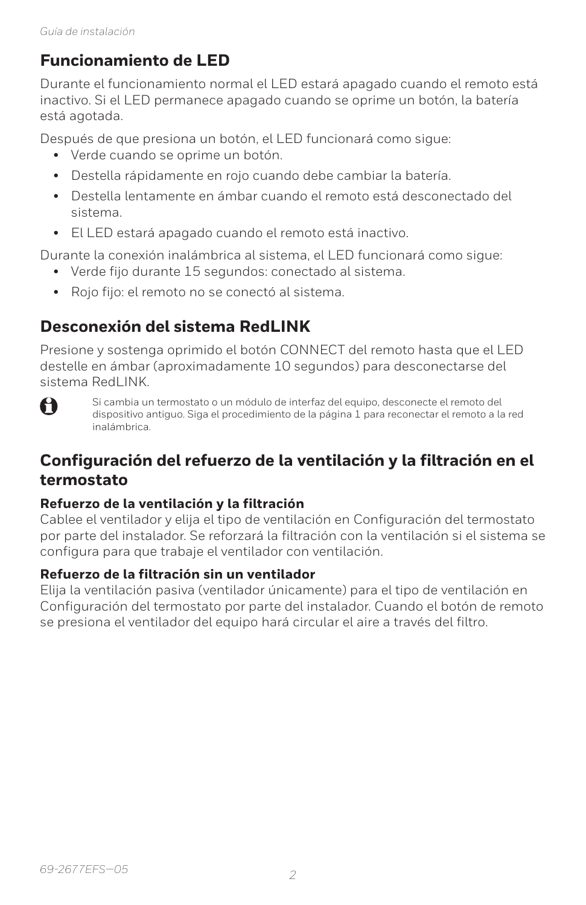## Funcionamiento de LED

Durante el funcionamiento normal el LED estará apagado cuando el remoto está inactivo. Si el LED permanece apagado cuando se oprime un botón, la batería está agotada.

Después de que presiona un botón, el LED funcionará como sigue:

- Verde cuando se oprime un botón.
- Destella rápidamente en rojo cuando debe cambiar la batería.
- Destella lentamente en ámbar cuando el remoto está desconectado del sistema.
- El LED estará apagado cuando el remoto está inactivo.

Durante la conexión inalámbrica al sistema, el LED funcionará como sigue:

- Verde fijo durante 15 segundos: conectado al sistema.
- Rojo fijo: el remoto no se conectó al sistema.

## Desconexión del sistema RedLINK

Presione y sostenga oprimido el botón CONNECT del remoto hasta que el LED destelle en ámbar (aproximadamente 10 segundos) para desconectarse del sistema RedLINK.

Si cambia un termostato o un módulo de interfaz del equipo, desconecte el remoto del dispositivo antiguo. Siga el procedimiento de la página 1 para reconectar el remoto a la red inalámbrica.

## Configuración del refuerzo de la ventilación y la filtración en el termostato

**Refuerzo de la ventilación y la filtración**
Cablee el ventilador y elija el tipo de ventilación en Configuración del termostato por parte del instalador. Se reforzará la filtración con la ventilación si el sistema se configura para que trabaje el ventilador con ventilación.

**Refuerzo de la filtración sin un ventilador**
Elija la ventilación pasiva (ventilador únicamente) para el tipo de ventilación en Configuración del termostato por parte del instalador. Cuando el botón de remoto se presiona el ventilador del equipo hará circular el aire a través del filtro.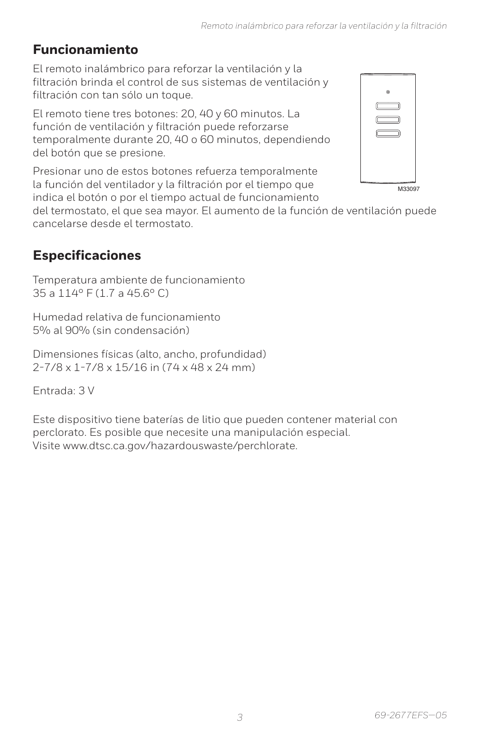## Funcionamiento

El remoto inalámbrico para reforzar la ventilación y la filtración brinda el control de sus sistemas de ventilación y filtración con tan sólo un toque.

El remoto tiene tres botones: 20, 40 y 60 minutos. La función de ventilación y filtración puede reforzarse temporalmente durante 20, 40 o 60 minutos, dependiendo del botón que se presione.

Presionar uno de estos botones refuerza temporalmente la función del ventilador y la filtración por el tiempo que indica el botón o por el tiempo actual de funcionamiento del termostato, el que sea mayor. El aumento de la función de ventilación puede cancelarse desde el termostato.

M33097

## Especificaciones

Temperatura ambiente de funcionamiento
35 a 114° F (1.7 a 45.6° C)

Humedad relativa de funcionamiento
5% al 90% (sin condensación)

Dimensiones físicas (alto, ancho, profundidad)
2-7/8 x 1-7/8 x 15/16 in (74 x 48 x 24 mm)

Entrada: 3 V

Este dispositivo tiene baterías de litio que pueden contener material con perclorato. Es posible que necesite una manipulación especial.
Visite www.dtsc.ca.gov/hazardouswaste/perchlorate.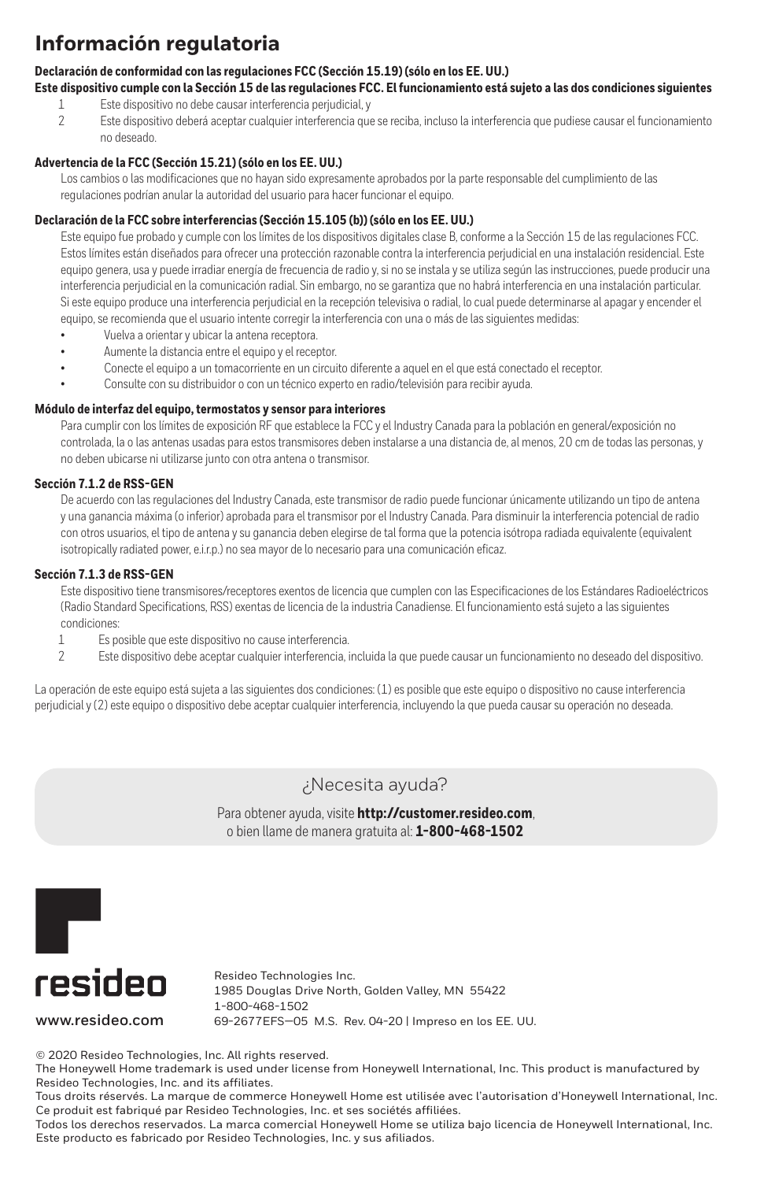# Información regulatoria

**Declaración de conformidad con las regulaciones FCC (Sección 15.19) (sólo en los EE. UU.)**

**Este dispositivo cumple con la Sección 15 de las regulaciones FCC. El funcionamiento está sujeto a las dos condiciones siguientes**

1. Este dispositivo no debe causar interferencia perjudicial, y
2. Este dispositivo deberá aceptar cualquier interferencia que se reciba, incluso la interferencia que pudiese causar el funcionamiento no deseado.

**Advertencia de la FCC (Sección 15.21) (sólo en los EE. UU.)**

Los cambios o las modificaciones que no hayan sido expresamente aprobados por la parte responsable del cumplimiento de las regulaciones podrían anular la autoridad del usuario para hacer funcionar el equipo.

**Declaración de la FCC sobre interferencias (Sección 15.105 (b)) (sólo en los EE. UU.)**

Este equipo fue probado y cumple con los límites de los dispositivos digitales clase B, conforme a la Sección 15 de las regulaciones FCC. Estos límites están diseñados para ofrecer una protección razonable contra la interferencia perjudicial en una instalación residencial. Este equipo genera, usa y puede irradiar energía de frecuencia de radio y, si no se instala y se utiliza según las instrucciones, puede producir una interferencia perjudicial en la comunicación radial. Sin embargo, no se garantiza que no habrá interferencia en una instalación particular. Si este equipo produce una interferencia perjudicial en la recepción televisiva o radial, lo cual puede determinarse al apagar y encender el equipo, se recomienda que el usuario intente corregir la interferencia con una o más de las siguientes medidas:

- Vuelva a orientar y ubicar la antena receptora.
- Aumente la distancia entre el equipo y el receptor.
- Conecte el equipo a un tomacorriente en un circuito diferente a aquel en el que está conectado el receptor.
- Consulte con su distribuidor o con un técnico experto en radio/televisión para recibir ayuda.

**Módulo de interfaz del equipo, termostatos y sensor para interiores**

Para cumplir con los límites de exposición RF que establece la FCC y el Industry Canada para la población en general/exposición no controlada, la o las antenas usadas para estos transmisores deben instalarse a una distancia de, al menos, 20 cm de todas las personas, y no deben ubicarse ni utilizarse junto con otra antena o transmisor.

**Sección 7.1.2 de RSS-GEN**

De acuerdo con las regulaciones del Industry Canada, este transmisor de radio puede funcionar únicamente utilizando un tipo de antena y una ganancia máxima (o inferior) aprobada para el transmisor por el Industry Canada. Para disminuir la interferencia potencial de radio con otros usuarios, el tipo de antena y su ganancia deben elegirse de tal forma que la potencia isótropa radiada equivalente (equivalent isotropically radiated power, e.i.r.p.) no sea mayor de lo necesario para una comunicación eficaz.

**Sección 7.1.3 de RSS-GEN**

Este dispositivo tiene transmisores/receptores exentos de licencia que cumplen con las Especificaciones de los Estándares Radioeléctricos (Radio Standard Specifications, RSS) exentas de licencia de la industria Canadiense. El funcionamiento está sujeto a las siguientes condiciones:

1. Es posible que este dispositivo no cause interferencia.
2. Este dispositivo debe aceptar cualquier interferencia, incluida la que puede causar un funcionamiento no deseado del dispositivo.

La operación de este equipo está sujeta a las siguientes dos condiciones: (1) es posible que este equipo o dispositivo no cause interferencia perjudicial y (2) este equipo o dispositivo debe aceptar cualquier interferencia, incluyendo la que pueda causar su operación no deseada.

## ¿Necesita ayuda?

Para obtener ayuda, visite **http://customer.resideo.com**, o bien llame de manera gratuita al: **1-800-468-1502**

resideo

www.resideo.com

Resideo Technologies Inc.
1985 Douglas Drive North, Golden Valley, MN 55422
1-800-468-1502
69-2677EFS—05 M.S. Rev. 04-20 | Impreso en los EE. UU.

© 2020 Resideo Technologies, Inc. All rights reserved.
The Honeywell Home trademark is used under license from Honeywell International, Inc. This product is manufactured by Resideo Technologies, Inc. and its affiliates.
Tous droits réservés. La marque de commerce Honeywell Home est utilisée avec l'autorisation d'Honeywell International, Inc. Ce produit est fabriqué par Resideo Technologies, Inc. et ses sociétés affiliées.
Todos los derechos reservados. La marca comercial Honeywell Home se utiliza bajo licencia de Honeywell International, Inc. Este producto es fabricado por Resideo Technologies, Inc. y sus afiliados.